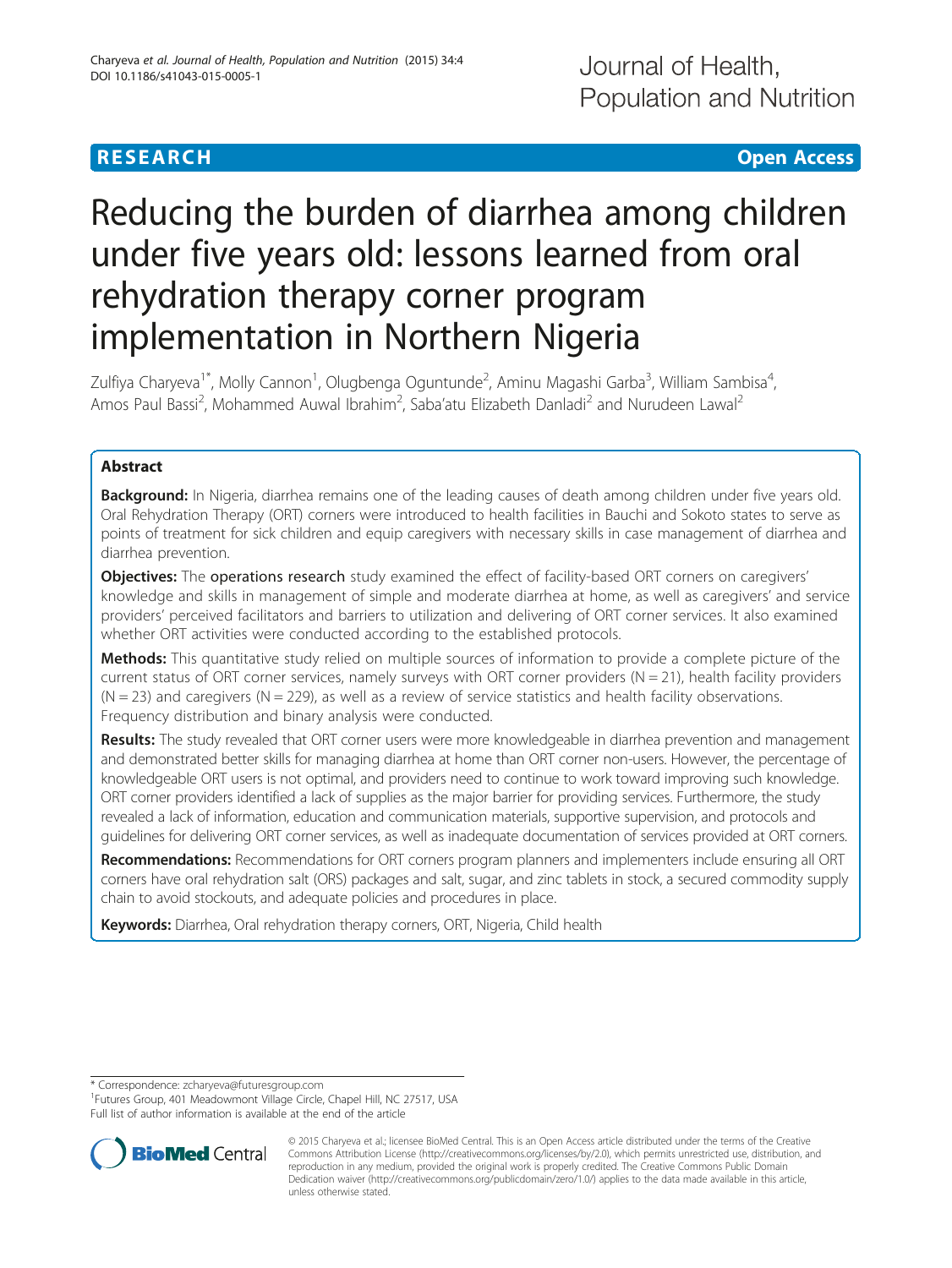RESEARCH

Open Access

# Reducing the burden of diarrhea among children under five years old: lessons learned from oral rehydration therapy corner program implementation in Northern Nigeria

Zulfiya Charyeva[1*], Molly Cannon[1], Olugbenga Oguntunde[2], Aminu Magashi Garba[3], William Sambisa[4], Amos Paul Bassi[2], Mohammed Auwal Ibrahim[2], Saba'atu Elizabeth Danladi[2] and Nurudeen Lawal[2]

## Abstract

**Background:** In Nigeria, diarrhea remains one of the leading causes of death among children under five years old. Oral Rehydration Therapy (ORT) corners were introduced to health facilities in Bauchi and Sokoto states to serve as points of treatment for sick children and equip caregivers with necessary skills in case management of diarrhea and diarrhea prevention.

**Objectives:** The operations research study examined the effect of facility-based ORT corners on caregivers' knowledge and skills in management of simple and moderate diarrhea at home, as well as caregivers' and service providers' perceived facilitators and barriers to utilization and delivering of ORT corner services. It also examined whether ORT activities were conducted according to the established protocols.

**Methods:** This quantitative study relied on multiple sources of information to provide a complete picture of the current status of ORT corner services, namely surveys with ORT corner providers (N = 21), health facility providers (N = 23) and caregivers (N = 229), as well as a review of service statistics and health facility observations. Frequency distribution and binary analysis were conducted.

**Results:** The study revealed that ORT corner users were more knowledgeable in diarrhea prevention and management and demonstrated better skills for managing diarrhea at home than ORT corner non-users. However, the percentage of knowledgeable ORT users is not optimal, and providers need to continue to work toward improving such knowledge. ORT corner providers identified a lack of supplies as the major barrier for providing services. Furthermore, the study revealed a lack of information, education and communication materials, supportive supervision, and protocols and guidelines for delivering ORT corner services, as well as inadequate documentation of services provided at ORT corners.

**Recommendations:** Recommendations for ORT corners program planners and implementers include ensuring all ORT corners have oral rehydration salt (ORS) packages and salt, sugar, and zinc tablets in stock, a secured commodity supply chain to avoid stockouts, and adequate policies and procedures in place.

**Keywords:** Diarrhea, Oral rehydration therapy corners, ORT, Nigeria, Child health

\* Correspondence: zcharyeva@futuresgroup.com
[1]Futures Group, 401 Meadowmont Village Circle, Chapel Hill, NC 27517, USA
Full list of author information is available at the end of the article

© 2015 Charyeva et al.; licensee BioMed Central. This is an Open Access article distributed under the terms of the Creative Commons Attribution License (http://creativecommons.org/licenses/by/2.0), which permits unrestricted use, distribution, and reproduction in any medium, provided the original work is properly credited. The Creative Commons Public Domain Dedication waiver (http://creativecommons.org/publicdomain/zero/1.0/) applies to the data made available in this article, unless otherwise stated.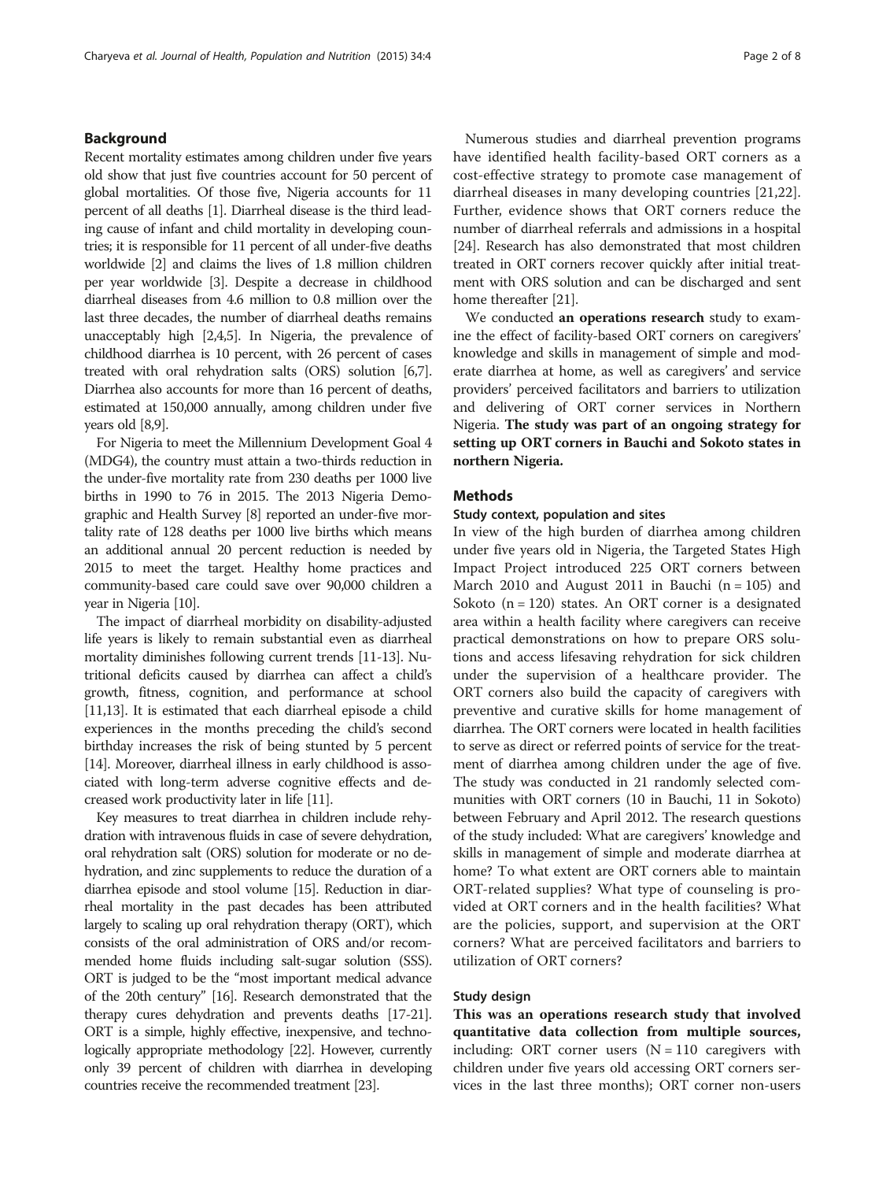## Background

Recent mortality estimates among children under five years old show that just five countries account for 50 percent of global mortalities. Of those five, Nigeria accounts for 11 percent of all deaths [1]. Diarrheal disease is the third leading cause of infant and child mortality in developing countries; it is responsible for 11 percent of all under-five deaths worldwide [2] and claims the lives of 1.8 million children per year worldwide [3]. Despite a decrease in childhood diarrheal diseases from 4.6 million to 0.8 million over the last three decades, the number of diarrheal deaths remains unacceptably high [2,4,5]. In Nigeria, the prevalence of childhood diarrhea is 10 percent, with 26 percent of cases treated with oral rehydration salts (ORS) solution [6,7]. Diarrhea also accounts for more than 16 percent of deaths, estimated at 150,000 annually, among children under five years old [8,9].

For Nigeria to meet the Millennium Development Goal 4 (MDG4), the country must attain a two-thirds reduction in the under-five mortality rate from 230 deaths per 1000 live births in 1990 to 76 in 2015. The 2013 Nigeria Demographic and Health Survey [8] reported an under-five mortality rate of 128 deaths per 1000 live births which means an additional annual 20 percent reduction is needed by 2015 to meet the target. Healthy home practices and community-based care could save over 90,000 children a year in Nigeria [10].

The impact of diarrheal morbidity on disability-adjusted life years is likely to remain substantial even as diarrheal mortality diminishes following current trends [11-13]. Nutritional deficits caused by diarrhea can affect a child's growth, fitness, cognition, and performance at school [11,13]. It is estimated that each diarrheal episode a child experiences in the months preceding the child's second birthday increases the risk of being stunted by 5 percent [14]. Moreover, diarrheal illness in early childhood is associated with long-term adverse cognitive effects and decreased work productivity later in life [11].

Key measures to treat diarrhea in children include rehydration with intravenous fluids in case of severe dehydration, oral rehydration salt (ORS) solution for moderate or no dehydration, and zinc supplements to reduce the duration of a diarrhea episode and stool volume [15]. Reduction in diarrheal mortality in the past decades has been attributed largely to scaling up oral rehydration therapy (ORT), which consists of the oral administration of ORS and/or recommended home fluids including salt-sugar solution (SSS). ORT is judged to be the "most important medical advance of the 20th century" [16]. Research demonstrated that the therapy cures dehydration and prevents deaths [17-21]. ORT is a simple, highly effective, inexpensive, and technologically appropriate methodology [22]. However, currently only 39 percent of children with diarrhea in developing countries receive the recommended treatment [23].

Numerous studies and diarrheal prevention programs have identified health facility-based ORT corners as a cost-effective strategy to promote case management of diarrheal diseases in many developing countries [21,22]. Further, evidence shows that ORT corners reduce the number of diarrheal referrals and admissions in a hospital [24]. Research has also demonstrated that most children treated in ORT corners recover quickly after initial treatment with ORS solution and can be discharged and sent home thereafter [21].

We conducted **an operations research** study to examine the effect of facility-based ORT corners on caregivers' knowledge and skills in management of simple and moderate diarrhea at home, as well as caregivers' and service providers' perceived facilitators and barriers to utilization and delivering of ORT corner services in Northern Nigeria. **The study was part of an ongoing strategy for setting up ORT corners in Bauchi and Sokoto states in northern Nigeria.**

## Methods

### Study context, population and sites

In view of the high burden of diarrhea among children under five years old in Nigeria, the Targeted States High Impact Project introduced 225 ORT corners between March 2010 and August 2011 in Bauchi (n = 105) and Sokoto (n = 120) states. An ORT corner is a designated area within a health facility where caregivers can receive practical demonstrations on how to prepare ORS solutions and access lifesaving rehydration for sick children under the supervision of a healthcare provider. The ORT corners also build the capacity of caregivers with preventive and curative skills for home management of diarrhea. The ORT corners were located in health facilities to serve as direct or referred points of service for the treatment of diarrhea among children under the age of five. The study was conducted in 21 randomly selected communities with ORT corners (10 in Bauchi, 11 in Sokoto) between February and April 2012. The research questions of the study included: What are caregivers' knowledge and skills in management of simple and moderate diarrhea at home? To what extent are ORT corners able to maintain ORT-related supplies? What type of counseling is provided at ORT corners and in the health facilities? What are the policies, support, and supervision at the ORT corners? What are perceived facilitators and barriers to utilization of ORT corners?

### Study design

**This was an operations research study that involved quantitative data collection from multiple sources,** including: ORT corner users (N = 110 caregivers with children under five years old accessing ORT corners services in the last three months); ORT corner non-users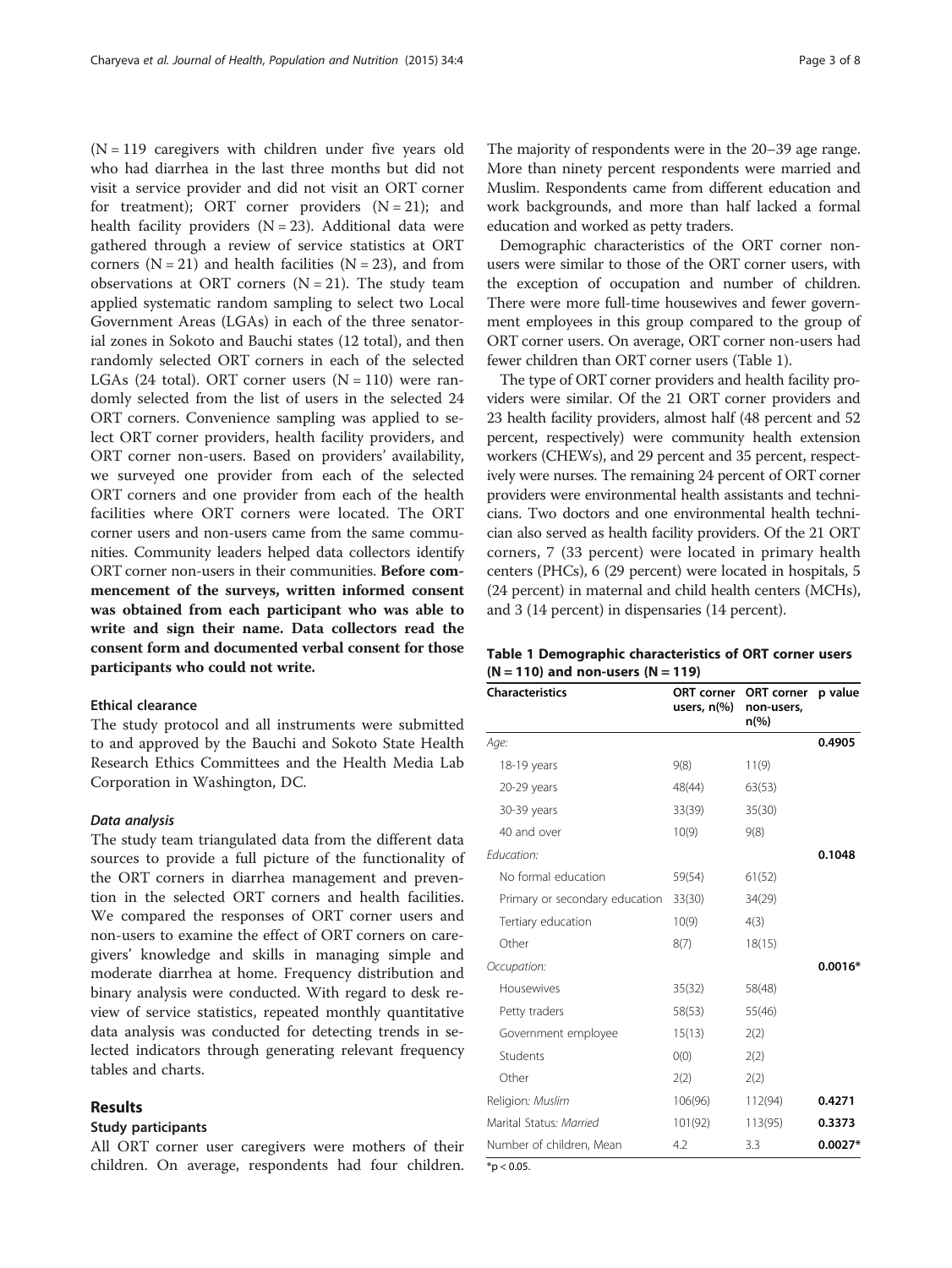(N = 119 caregivers with children under five years old who had diarrhea in the last three months but did not visit a service provider and did not visit an ORT corner for treatment); ORT corner providers (N = 21); and health facility providers (N = 23). Additional data were gathered through a review of service statistics at ORT corners (N = 21) and health facilities (N = 23), and from observations at ORT corners (N = 21). The study team applied systematic random sampling to select two Local Government Areas (LGAs) in each of the three senatorial zones in Sokoto and Bauchi states (12 total), and then randomly selected ORT corners in each of the selected LGAs (24 total). ORT corner users (N = 110) were randomly selected from the list of users in the selected 24 ORT corners. Convenience sampling was applied to select ORT corner providers, health facility providers, and ORT corner non-users. Based on providers' availability, we surveyed one provider from each of the selected ORT corners and one provider from each of the health facilities where ORT corners were located. The ORT corner users and non-users came from the same communities. Community leaders helped data collectors identify ORT corner non-users in their communities. **Before commencement of the surveys, written informed consent was obtained from each participant who was able to write and sign their name. Data collectors read the consent form and documented verbal consent for those participants who could not write.**

### Ethical clearance

The study protocol and all instruments were submitted to and approved by the Bauchi and Sokoto State Health Research Ethics Committees and the Health Media Lab Corporation in Washington, DC.

#### *Data analysis*

The study team triangulated data from the different data sources to provide a full picture of the functionality of the ORT corners in diarrhea management and prevention in the selected ORT corners and health facilities. We compared the responses of ORT corner users and non-users to examine the effect of ORT corners on caregivers' knowledge and skills in managing simple and moderate diarrhea at home. Frequency distribution and binary analysis were conducted. With regard to desk review of service statistics, repeated monthly quantitative data analysis was conducted for detecting trends in selected indicators through generating relevant frequency tables and charts.

## Results

### Study participants

All ORT corner user caregivers were mothers of their children. On average, respondents had four children. The majority of respondents were in the 20–39 age range. More than ninety percent respondents were married and Muslim. Respondents came from different education and work backgrounds, and more than half lacked a formal education and worked as petty traders.

Demographic characteristics of the ORT corner non-users were similar to those of the ORT corner users, with the exception of occupation and number of children. There were more full-time housewives and fewer government employees in this group compared to the group of ORT corner users. On average, ORT corner non-users had fewer children than ORT corner users (Table 1).

The type of ORT corner providers and health facility providers were similar. Of the 21 ORT corner providers and 23 health facility providers, almost half (48 percent and 52 percent, respectively) were community health extension workers (CHEWs), and 29 percent and 35 percent, respectively were nurses. The remaining 24 percent of ORT corner providers were environmental health assistants and technicians. Two doctors and one environmental health technician also served as health facility providers. Of the 21 ORT corners, 7 (33 percent) were located in primary health centers (PHCs), 6 (29 percent) were located in hospitals, 5 (24 percent) in maternal and child health centers (MCHs), and 3 (14 percent) in dispensaries (14 percent).

**Table 1 Demographic characteristics of ORT corner users (N = 110) and non-users (N = 119)**

| Characteristics | ORT corner users, n(%) | ORT corner non-users, n(%) | p value |
|---|---|---|---|
| *Age:* | | | **0.4905** |
| 18-19 years | 9(8) | 11(9) | |
| 20-29 years | 48(44) | 63(53) | |
| 30-39 years | 33(39) | 35(30) | |
| 40 and over | 10(9) | 9(8) | |
| *Education:* | | | **0.1048** |
| No formal education | 59(54) | 61(52) | |
| Primary or secondary education | 33(30) | 34(29) | |
| Tertiary education | 10(9) | 4(3) | |
| Other | 8(7) | 18(15) | |
| *Occupation:* | | | **0.0016*** |
| Housewives | 35(32) | 58(48) | |
| Petty traders | 58(53) | 55(46) | |
| Government employee | 15(13) | 2(2) | |
| Students | 0(0) | 2(2) | |
| Other | 2(2) | 2(2) | |
| Religion*: Muslim* | 106(96) | 112(94) | **0.4271** |
| Marital Status*: Married* | 101(92) | 113(95) | **0.3373** |
| Number of children, Mean | 4.2 | 3.3 | **0.0027*** |

*$p < 0.05$.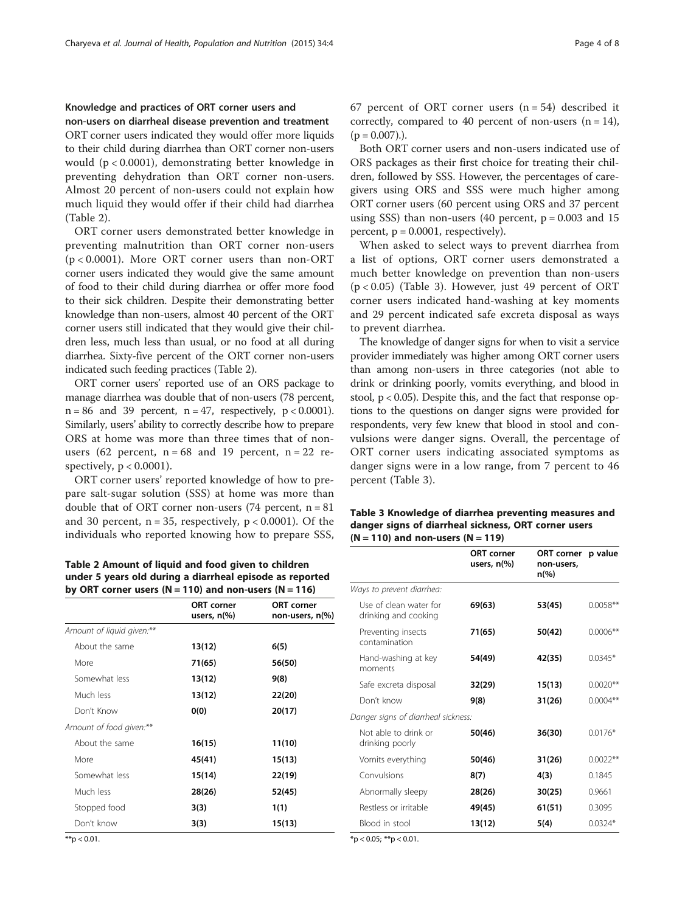### Knowledge and practices of ORT corner users and non-users on diarrheal disease prevention and treatment

ORT corner users indicated they would offer more liquids to their child during diarrhea than ORT corner non-users would ($p < 0.0001$), demonstrating better knowledge in preventing dehydration than ORT corner non-users. Almost 20 percent of non-users could not explain how much liquid they would offer if their child had diarrhea (Table 2).

ORT corner users demonstrated better knowledge in preventing malnutrition than ORT corner non-users ($p < 0.0001$). More ORT corner users than non-ORT corner users indicated they would give the same amount of food to their child during diarrhea or offer more food to their sick children. Despite their demonstrating better knowledge than non-users, almost 40 percent of the ORT corner users still indicated that they would give their children less, much less than usual, or no food at all during diarrhea. Sixty-five percent of the ORT corner non-users indicated such feeding practices (Table 2).

ORT corner users' reported use of an ORS package to manage diarrhea was double that of non-users (78 percent, $n = 86$ and 39 percent, $n = 47$, respectively, $p < 0.0001$). Similarly, users' ability to correctly describe how to prepare ORS at home was more than three times that of non-users (62 percent, $n = 68$ and 19 percent, $n = 22$ respectively, $p < 0.0001$).

ORT corner users' reported knowledge of how to prepare salt-sugar solution (SSS) at home was more than double that of ORT corner non-users (74 percent, $n = 81$ and 30 percent, $n = 35$, respectively, $p < 0.0001$). Of the individuals who reported knowing how to prepare SSS, 67 percent of ORT corner users ($n = 54$) described it correctly, compared to 40 percent of non-users ($n = 14$), ($p = 0.007$).).

**Table 2 Amount of liquid and food given to children under 5 years old during a diarrheal episode as reported by ORT corner users (N = 110) and non-users (N = 116)**

| | ORT corner users, n(%) | ORT corner non-users, n(%) |
|---|---|---|
| *Amount of liquid given:\*\** | | |
| About the same | **13(12)** | **6(5)** |
| More | **71(65)** | **56(50)** |
| Somewhat less | **13(12)** | **9(8)** |
| Much less | **13(12)** | **22(20)** |
| Don't Know | **0(0)** | **20(17)** |
| *Amount of food given:\*\** | | |
| About the same | **16(15)** | **11(10)** |
| More | **45(41)** | **15(13)** |
| Somewhat less | **15(14)** | **22(19)** |
| Much less | **28(26)** | **52(45)** |
| Stopped food | **3(3)** | **1(1)** |
| Don't know | **3(3)** | **15(13)** |

\*\*$p < 0.01$.

Both ORT corner users and non-users indicated use of ORS packages as their first choice for treating their children, followed by SSS. However, the percentages of caregivers using ORS and SSS were much higher among ORT corner users (60 percent using ORS and 37 percent using SSS) than non-users (40 percent, $p = 0.003$ and 15 percent, $p = 0.0001$, respectively).

When asked to select ways to prevent diarrhea from a list of options, ORT corner users demonstrated a much better knowledge on prevention than non-users ($p < 0.05$) (Table 3). However, just 49 percent of ORT corner users indicated hand-washing at key moments and 29 percent indicated safe excreta disposal as ways to prevent diarrhea.

The knowledge of danger signs for when to visit a service provider immediately was higher among ORT corner users than among non-users in three categories (not able to drink or drinking poorly, vomits everything, and blood in stool, $p < 0.05$). Despite this, and the fact that response options to the questions on danger signs were provided for respondents, very few knew that blood in stool and convulsions were danger signs. Overall, the percentage of ORT corner users indicating associated symptoms as danger signs were in a low range, from 7 percent to 46 percent (Table 3).

**Table 3 Knowledge of diarrhea preventing measures and danger signs of diarrheal sickness, ORT corner users (N = 110) and non-users (N = 119)**

| | ORT corner users, n(%) | ORT corner non-users, n(%) | p value |
|---|---|---|---|
| *Ways to prevent diarrhea:* | | | |
| Use of clean water for drinking and cooking | **69(63)** | **53(45)** | 0.0058\*\* |
| Preventing insects contamination | **71(65)** | **50(42)** | 0.0006\*\* |
| Hand-washing at key moments | **54(49)** | **42(35)** | 0.0345\* |
| Safe excreta disposal | **32(29)** | **15(13)** | 0.0020\*\* |
| Don't know | **9(8)** | **31(26)** | 0.0004\*\* |
| *Danger signs of diarrheal sickness:* | | | |
| Not able to drink or drinking poorly | **50(46)** | **36(30)** | 0.0176\* |
| Vomits everything | **50(46)** | **31(26)** | 0.0022\*\* |
| Convulsions | **8(7)** | **4(3)** | 0.1845 |
| Abnormally sleepy | **28(26)** | **30(25)** | 0.9661 |
| Restless or irritable | **49(45)** | **61(51)** | 0.3095 |
| Blood in stool | **13(12)** | **5(4)** | 0.0324\* |

\*$p < 0.05$; \*\*$p < 0.01$.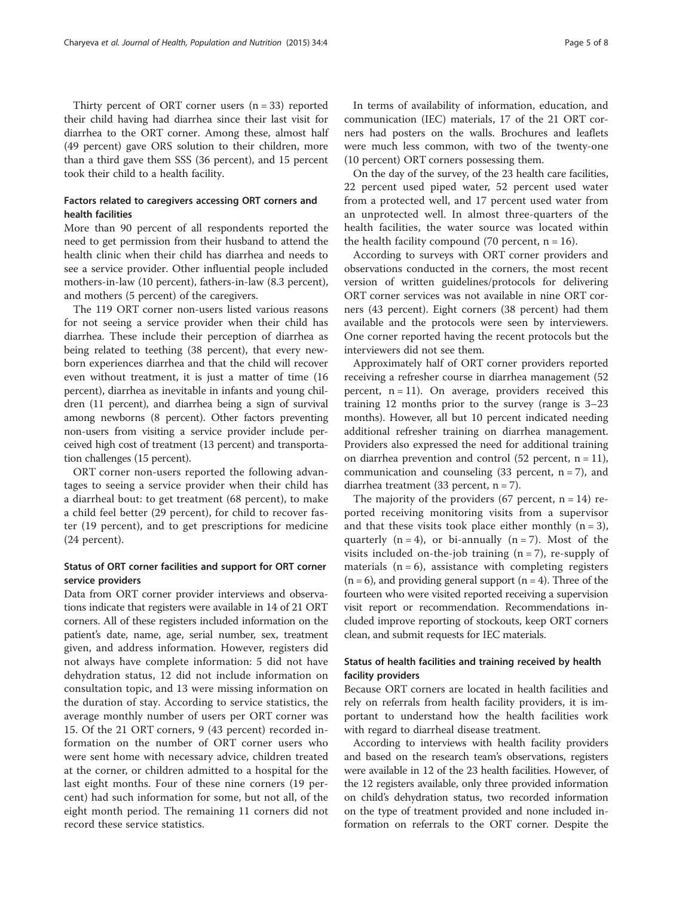Thirty percent of ORT corner users (n = 33) reported their child having had diarrhea since their last visit for diarrhea to the ORT corner. Among these, almost half (49 percent) gave ORS solution to their children, more than a third gave them SSS (36 percent), and 15 percent took their child to a health facility.

### Factors related to caregivers accessing ORT corners and health facilities

More than 90 percent of all respondents reported the need to get permission from their husband to attend the health clinic when their child has diarrhea and needs to see a service provider. Other influential people included mothers-in-law (10 percent), fathers-in-law (8.3 percent), and mothers (5 percent) of the caregivers.

The 119 ORT corner non-users listed various reasons for not seeing a service provider when their child has diarrhea. These include their perception of diarrhea as being related to teething (38 percent), that every newborn experiences diarrhea and that the child will recover even without treatment, it is just a matter of time (16 percent), diarrhea as inevitable in infants and young children (11 percent), and diarrhea being a sign of survival among newborns (8 percent). Other factors preventing non-users from visiting a service provider include perceived high cost of treatment (13 percent) and transportation challenges (15 percent).

ORT corner non-users reported the following advantages to seeing a service provider when their child has a diarrheal bout: to get treatment (68 percent), to make a child feel better (29 percent), for child to recover faster (19 percent), and to get prescriptions for medicine (24 percent).

### Status of ORT corner facilities and support for ORT corner service providers

Data from ORT corner provider interviews and observations indicate that registers were available in 14 of 21 ORT corners. All of these registers included information on the patient's date, name, age, serial number, sex, treatment given, and address information. However, registers did not always have complete information: 5 did not have dehydration status, 12 did not include information on consultation topic, and 13 were missing information on the duration of stay. According to service statistics, the average monthly number of users per ORT corner was 15. Of the 21 ORT corners, 9 (43 percent) recorded information on the number of ORT corner users who were sent home with necessary advice, children treated at the corner, or children admitted to a hospital for the last eight months. Four of these nine corners (19 percent) had such information for some, but not all, of the eight month period. The remaining 11 corners did not record these service statistics.

In terms of availability of information, education, and communication (IEC) materials, 17 of the 21 ORT corners had posters on the walls. Brochures and leaflets were much less common, with two of the twenty-one (10 percent) ORT corners possessing them.

On the day of the survey, of the 23 health care facilities, 22 percent used piped water, 52 percent used water from a protected well, and 17 percent used water from an unprotected well. In almost three-quarters of the health facilities, the water source was located within the health facility compound (70 percent, n = 16).

According to surveys with ORT corner providers and observations conducted in the corners, the most recent version of written guidelines/protocols for delivering ORT corner services was not available in nine ORT corners (43 percent). Eight corners (38 percent) had them available and the protocols were seen by interviewers. One corner reported having the recent protocols but the interviewers did not see them.

Approximately half of ORT corner providers reported receiving a refresher course in diarrhea management (52 percent, n = 11). On average, providers received this training 12 months prior to the survey (range is 3–23 months). However, all but 10 percent indicated needing additional refresher training on diarrhea management. Providers also expressed the need for additional training on diarrhea prevention and control (52 percent, n = 11), communication and counseling (33 percent, n = 7), and diarrhea treatment (33 percent, n = 7).

The majority of the providers (67 percent, n = 14) reported receiving monitoring visits from a supervisor and that these visits took place either monthly (n = 3), quarterly (n = 4), or bi-annually (n = 7). Most of the visits included on-the-job training (n = 7), re-supply of materials (n = 6), assistance with completing registers (n = 6), and providing general support (n = 4). Three of the fourteen who were visited reported receiving a supervision visit report or recommendation. Recommendations included improve reporting of stockouts, keep ORT corners clean, and submit requests for IEC materials.

### Status of health facilities and training received by health facility providers

Because ORT corners are located in health facilities and rely on referrals from health facility providers, it is important to understand how the health facilities work with regard to diarrheal disease treatment.

According to interviews with health facility providers and based on the research team's observations, registers were available in 12 of the 23 health facilities. However, of the 12 registers available, only three provided information on child's dehydration status, two recorded information on the type of treatment provided and none included information on referrals to the ORT corner. Despite the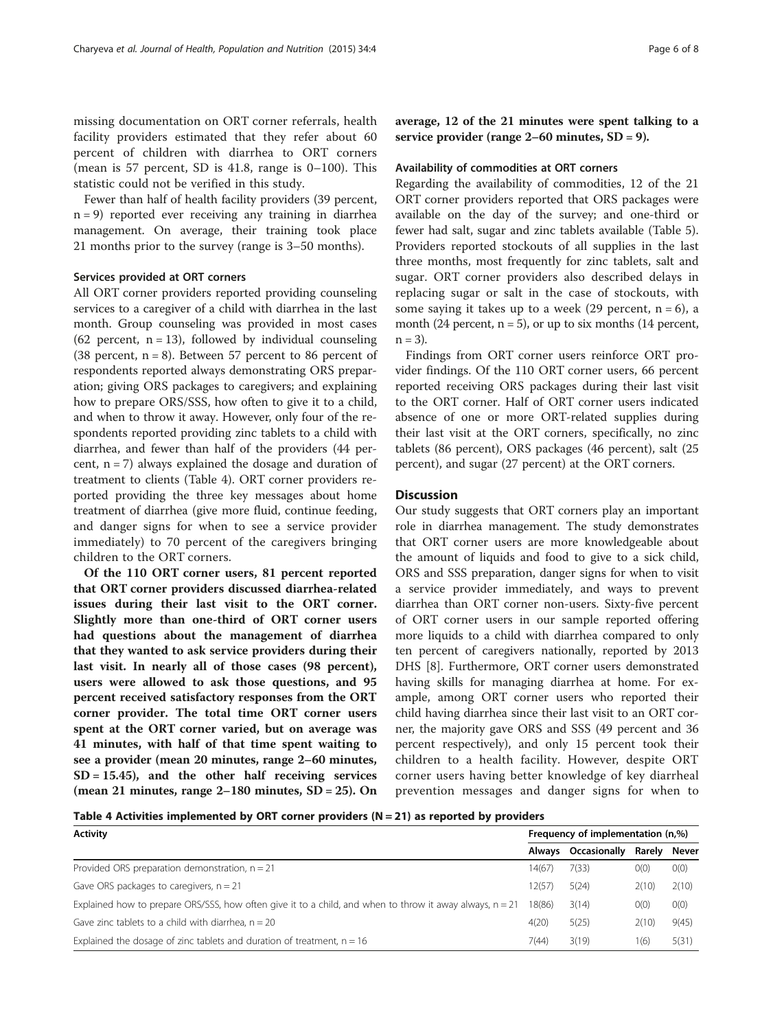missing documentation on ORT corner referrals, health facility providers estimated that they refer about 60 percent of children with diarrhea to ORT corners (mean is 57 percent, SD is 41.8, range is 0–100). This statistic could not be verified in this study.

Fewer than half of health facility providers (39 percent, n = 9) reported ever receiving any training in diarrhea management. On average, their training took place 21 months prior to the survey (range is 3–50 months).

### Services provided at ORT corners

All ORT corner providers reported providing counseling services to a caregiver of a child with diarrhea in the last month. Group counseling was provided in most cases (62 percent, n = 13), followed by individual counseling (38 percent, n = 8). Between 57 percent to 86 percent of respondents reported always demonstrating ORS preparation; giving ORS packages to caregivers; and explaining how to prepare ORS/SSS, how often to give it to a child, and when to throw it away. However, only four of the respondents reported providing zinc tablets to a child with diarrhea, and fewer than half of the providers (44 percent, n = 7) always explained the dosage and duration of treatment to clients (Table 4). ORT corner providers reported providing the three key messages about home treatment of diarrhea (give more fluid, continue feeding, and danger signs for when to see a service provider immediately) to 70 percent of the caregivers bringing children to the ORT corners.

**Of the 110 ORT corner users, 81 percent reported that ORT corner providers discussed diarrhea-related issues during their last visit to the ORT corner. Slightly more than one-third of ORT corner users had questions about the management of diarrhea that they wanted to ask service providers during their last visit. In nearly all of those cases (98 percent), users were allowed to ask those questions, and 95 percent received satisfactory responses from the ORT corner provider. The total time ORT corner users spent at the ORT corner varied, but on average was 41 minutes, with half of that time spent waiting to see a provider (mean 20 minutes, range 2–60 minutes, SD = 15.45), and the other half receiving services (mean 21 minutes, range 2–180 minutes, SD = 25). On average, 12 of the 21 minutes were spent talking to a service provider (range 2–60 minutes, SD = 9).**

### Availability of commodities at ORT corners

Regarding the availability of commodities, 12 of the 21 ORT corner providers reported that ORS packages were available on the day of the survey; and one-third or fewer had salt, sugar and zinc tablets available (Table 5). Providers reported stockouts of all supplies in the last three months, most frequently for zinc tablets, salt and sugar. ORT corner providers also described delays in replacing sugar or salt in the case of stockouts, with some saying it takes up to a week (29 percent, n = 6), a month (24 percent, n = 5), or up to six months (14 percent, n = 3).

Findings from ORT corner users reinforce ORT provider findings. Of the 110 ORT corner users, 66 percent reported receiving ORS packages during their last visit to the ORT corner. Half of ORT corner users indicated absence of one or more ORT-related supplies during their last visit at the ORT corners, specifically, no zinc tablets (86 percent), ORS packages (46 percent), salt (25 percent), and sugar (27 percent) at the ORT corners.

## Discussion

Our study suggests that ORT corners play an important role in diarrhea management. The study demonstrates that ORT corner users are more knowledgeable about the amount of liquids and food to give to a sick child, ORS and SSS preparation, danger signs for when to visit a service provider immediately, and ways to prevent diarrhea than ORT corner non-users. Sixty-five percent of ORT corner users in our sample reported offering more liquids to a child with diarrhea compared to only ten percent of caregivers nationally, reported by 2013 DHS [8]. Furthermore, ORT corner users demonstrated having skills for managing diarrhea at home. For example, among ORT corner users who reported their child having diarrhea since their last visit to an ORT corner, the majority gave ORS and SSS (49 percent and 36 percent respectively), and only 15 percent took their children to a health facility. However, despite ORT corner users having better knowledge of key diarrheal prevention messages and danger signs for when to

**Table 4 Activities implemented by ORT corner providers (N = 21) as reported by providers**

| Activity | Frequency of implementation (n,%) | | | |
|---|---|---|---|---|
| | Always | Occasionally | Rarely | Never |
| Provided ORS preparation demonstration, n = 21 | 14(67) | 7(33) | 0(0) | 0(0) |
| Gave ORS packages to caregivers, n = 21 | 12(57) | 5(24) | 2(10) | 2(10) |
| Explained how to prepare ORS/SSS, how often give it to a child, and when to throw it away always, n = 21 | 18(86) | 3(14) | 0(0) | 0(0) |
| Gave zinc tablets to a child with diarrhea, n = 20 | 4(20) | 5(25) | 2(10) | 9(45) |
| Explained the dosage of zinc tablets and duration of treatment, n = 16 | 7(44) | 3(19) | 1(6) | 5(31) |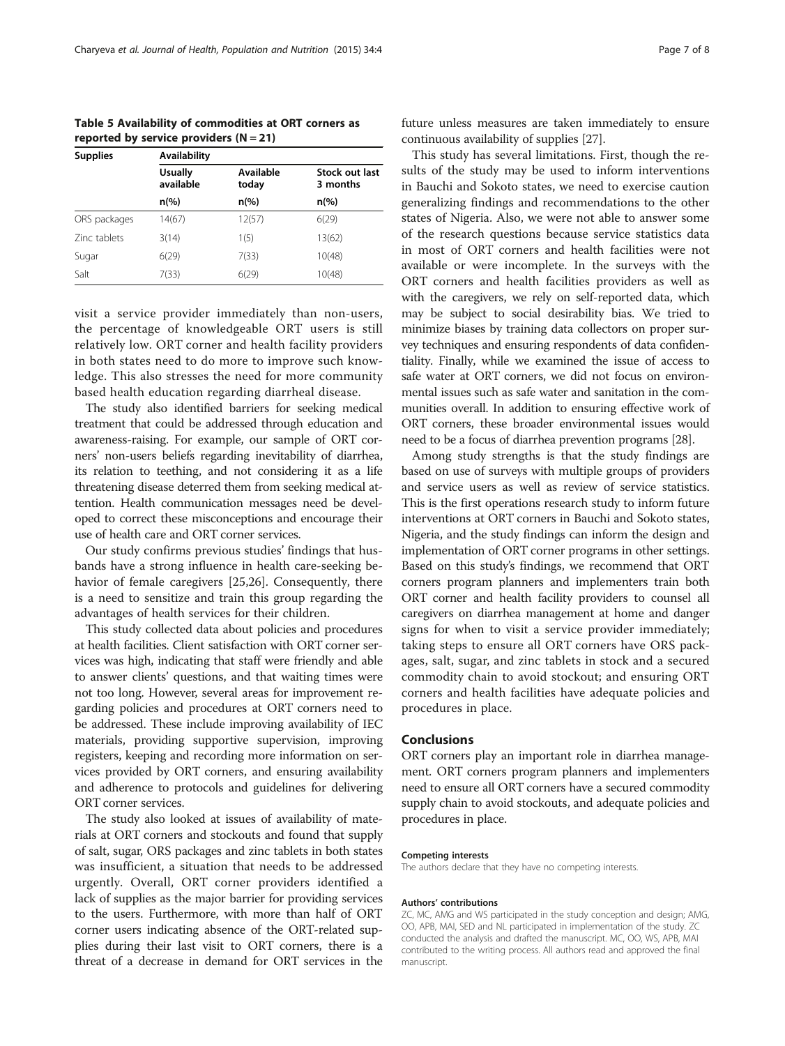**Table 5 Availability of commodities at ORT corners as reported by service providers (N = 21)**

| Supplies | Availability | | |
|---|---|---|---|
| | Usually available | Available today | Stock out last 3 months |
| | n(%) | n(%) | n(%) |
| ORS packages | 14(67) | 12(57) | 6(29) |
| Zinc tablets | 3(14) | 1(5) | 13(62) |
| Sugar | 6(29) | 7(33) | 10(48) |
| Salt | 7(33) | 6(29) | 10(48) |

visit a service provider immediately than non-users, the percentage of knowledgeable ORT users is still relatively low. ORT corner and health facility providers in both states need to do more to improve such knowledge. This also stresses the need for more community based health education regarding diarrheal disease.

The study also identified barriers for seeking medical treatment that could be addressed through education and awareness-raising. For example, our sample of ORT corners' non-users beliefs regarding inevitability of diarrhea, its relation to teething, and not considering it as a life threatening disease deterred them from seeking medical attention. Health communication messages need be developed to correct these misconceptions and encourage their use of health care and ORT corner services.

Our study confirms previous studies' findings that husbands have a strong influence in health care-seeking behavior of female caregivers [25,26]. Consequently, there is a need to sensitize and train this group regarding the advantages of health services for their children.

This study collected data about policies and procedures at health facilities. Client satisfaction with ORT corner services was high, indicating that staff were friendly and able to answer clients' questions, and that waiting times were not too long. However, several areas for improvement regarding policies and procedures at ORT corners need to be addressed. These include improving availability of IEC materials, providing supportive supervision, improving registers, keeping and recording more information on services provided by ORT corners, and ensuring availability and adherence to protocols and guidelines for delivering ORT corner services.

The study also looked at issues of availability of materials at ORT corners and stockouts and found that supply of salt, sugar, ORS packages and zinc tablets in both states was insufficient, a situation that needs to be addressed urgently. Overall, ORT corner providers identified a lack of supplies as the major barrier for providing services to the users. Furthermore, with more than half of ORT corner users indicating absence of the ORT-related supplies during their last visit to ORT corners, there is a threat of a decrease in demand for ORT services in the future unless measures are taken immediately to ensure continuous availability of supplies [27].

This study has several limitations. First, though the results of the study may be used to inform interventions in Bauchi and Sokoto states, we need to exercise caution generalizing findings and recommendations to the other states of Nigeria. Also, we were not able to answer some of the research questions because service statistics data in most of ORT corners and health facilities were not available or were incomplete. In the surveys with the ORT corners and health facilities providers as well as with the caregivers, we rely on self-reported data, which may be subject to social desirability bias. We tried to minimize biases by training data collectors on proper survey techniques and ensuring respondents of data confidentiality. Finally, while we examined the issue of access to safe water at ORT corners, we did not focus on environmental issues such as safe water and sanitation in the communities overall. In addition to ensuring effective work of ORT corners, these broader environmental issues would need to be a focus of diarrhea prevention programs [28].

Among study strengths is that the study findings are based on use of surveys with multiple groups of providers and service users as well as review of service statistics. This is the first operations research study to inform future interventions at ORT corners in Bauchi and Sokoto states, Nigeria, and the study findings can inform the design and implementation of ORT corner programs in other settings. Based on this study's findings, we recommend that ORT corners program planners and implementers train both ORT corner and health facility providers to counsel all caregivers on diarrhea management at home and danger signs for when to visit a service provider immediately; taking steps to ensure all ORT corners have ORS packages, salt, sugar, and zinc tablets in stock and a secured commodity chain to avoid stockout; and ensuring ORT corners and health facilities have adequate policies and procedures in place.

## Conclusions

ORT corners play an important role in diarrhea management. ORT corners program planners and implementers need to ensure all ORT corners have a secured commodity supply chain to avoid stockouts, and adequate policies and procedures in place.

#### Competing interests

The authors declare that they have no competing interests.

#### Authors' contributions

ZC, MC, AMG and WS participated in the study conception and design; AMG, OO, APB, MAI, SED and NL participated in implementation of the study. ZC conducted the analysis and drafted the manuscript. MC, OO, WS, APB, MAI contributed to the writing process. All authors read and approved the final manuscript.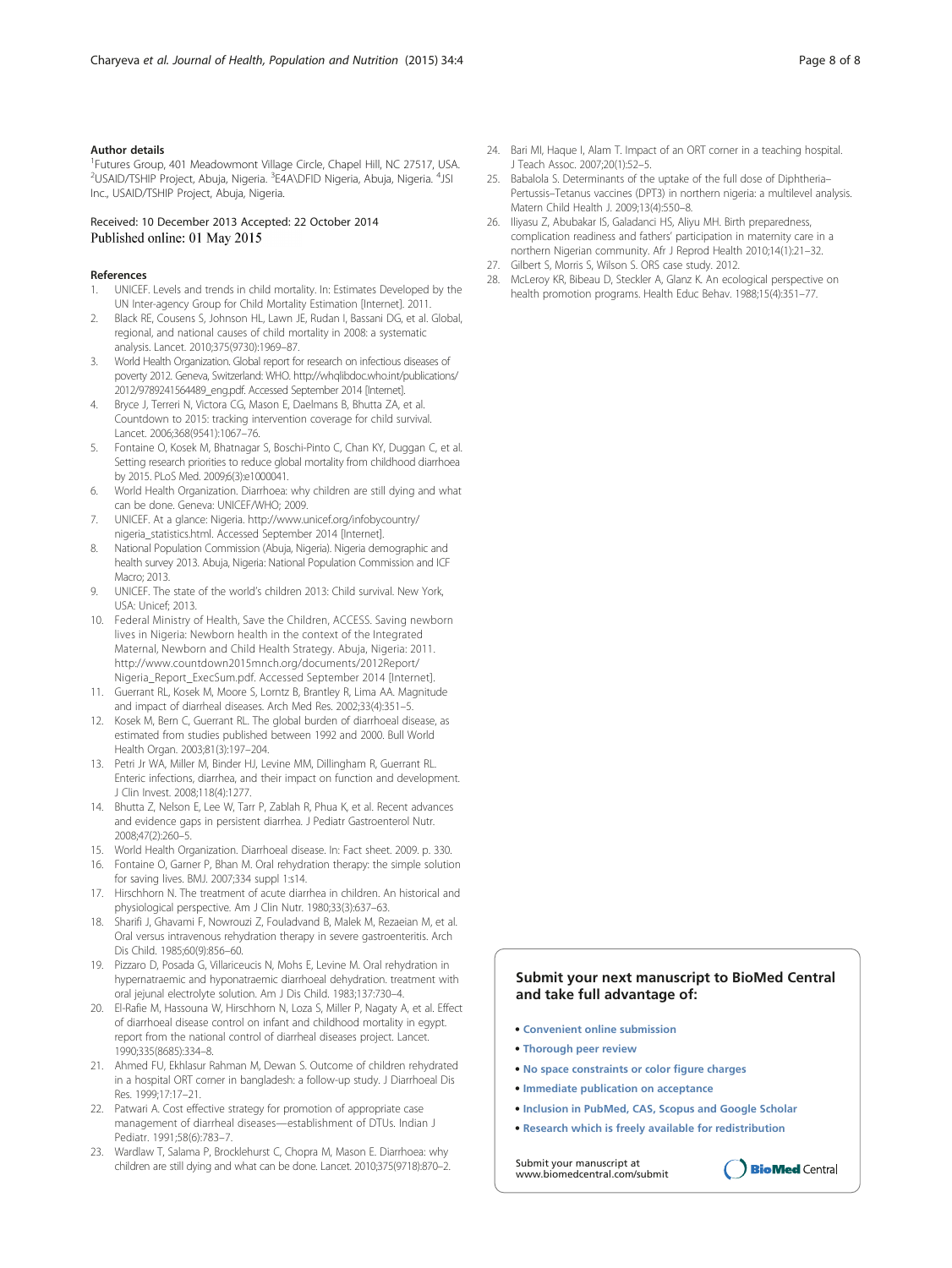#### Author details

[1]Futures Group, 401 Meadowmont Village Circle, Chapel Hill, NC 27517, USA. [2]USAID/TSHIP Project, Abuja, Nigeria. [3]E4A\DFID Nigeria, Abuja, Nigeria. [4]JSI Inc., USAID/TSHIP Project, Abuja, Nigeria.

Received: 10 December 2013 Accepted: 22 October 2014
Published online: 01 May 2015

#### References

1. UNICEF. Levels and trends in child mortality. In: Estimates Developed by the UN Inter-agency Group for Child Mortality Estimation [Internet]. 2011.
2. Black RE, Cousens S, Johnson HL, Lawn JE, Rudan I, Bassani DG, et al. Global, regional, and national causes of child mortality in 2008: a systematic analysis. Lancet. 2010;375(9730):1969–87.
3. World Health Organization. Global report for research on infectious diseases of poverty 2012. Geneva, Switzerland: WHO. http://whqlibdoc.who.int/publications/2012/9789241564489_eng.pdf. Accessed September 2014 [Internet].
4. Bryce J, Terreri N, Victora CG, Mason E, Daelmans B, Bhutta ZA, et al. Countdown to 2015: tracking intervention coverage for child survival. Lancet. 2006;368(9541):1067–76.
5. Fontaine O, Kosek M, Bhatnagar S, Boschi-Pinto C, Chan KY, Duggan C, et al. Setting research priorities to reduce global mortality from childhood diarrhoea by 2015. PLoS Med. 2009;6(3):e1000041.
6. World Health Organization. Diarrhoea: why children are still dying and what can be done. Geneva: UNICEF/WHO; 2009.
7. UNICEF. At a glance: Nigeria. http://www.unicef.org/infobycountry/nigeria_statistics.html. Accessed September 2014 [Internet].
8. National Population Commission (Abuja, Nigeria). Nigeria demographic and health survey 2013. Abuja, Nigeria: National Population Commission and ICF Macro; 2013.
9. UNICEF. The state of the world's children 2013: Child survival. New York, USA: Unicef; 2013.
10. Federal Ministry of Health, Save the Children, ACCESS. Saving newborn lives in Nigeria: Newborn health in the context of the Integrated Maternal, Newborn and Child Health Strategy. Abuja, Nigeria: 2011. http://www.countdown2015mnch.org/documents/2012Report/Nigeria_Report_ExecSum.pdf. Accessed September 2014 [Internet].
11. Guerrant RL, Kosek M, Moore S, Lorntz B, Brantley R, Lima AA. Magnitude and impact of diarrheal diseases. Arch Med Res. 2002;33(4):351–5.
12. Kosek M, Bern C, Guerrant RL. The global burden of diarrhoeal disease, as estimated from studies published between 1992 and 2000. Bull World Health Organ. 2003;81(3):197–204.
13. Petri Jr WA, Miller M, Binder HJ, Levine MM, Dillingham R, Guerrant RL. Enteric infections, diarrhea, and their impact on function and development. J Clin Invest. 2008;118(4):1277.
14. Bhutta Z, Nelson E, Lee W, Tarr P, Zablah R, Phua K, et al. Recent advances and evidence gaps in persistent diarrhea. J Pediatr Gastroenterol Nutr. 2008;47(2):260–5.
15. World Health Organization. Diarrhoeal disease. In: Fact sheet. 2009. p. 330.
16. Fontaine O, Garner P, Bhan M. Oral rehydration therapy: the simple solution for saving lives. BMJ. 2007;334 suppl 1:s14.
17. Hirschhorn N. The treatment of acute diarrhea in children. An historical and physiological perspective. Am J Clin Nutr. 1980;33(3):637–63.
18. Sharifi J, Ghavami F, Nowrouzi Z, Fouladvand B, Malek M, Rezaeian M, et al. Oral versus intravenous rehydration therapy in severe gastroenteritis. Arch Dis Child. 1985;60(9):856–60.
19. Pizzaro D, Posada G, Villariceucis N, Mohs E, Levine M. Oral rehydration in hypernatraemic and hyponatraemic diarrhoeal dehydration. treatment with oral jejunal electrolyte solution. Am J Dis Child. 1983;137:730–4.
20. El-Rafie M, Hassouna W, Hirschhorn N, Loza S, Miller P, Nagaty A, et al. Effect of diarrhoeal disease control on infant and childhood mortality in egypt. report from the national control of diarrheal diseases project. Lancet. 1990;335(8685):334–8.
21. Ahmed FU, Ekhlasur Rahman M, Dewan S. Outcome of children rehydrated in a hospital ORT corner in bangladesh: a follow-up study. J Diarrhoeal Dis Res. 1999;17:17–21.
22. Patwari A. Cost effective strategy for promotion of appropriate case management of diarrheal diseases—establishment of DTUs. Indian J Pediatr. 1991;58(6):783–7.
23. Wardlaw T, Salama P, Brocklehurst C, Chopra M, Mason E. Diarrhoea: why children are still dying and what can be done. Lancet. 2010;375(9718):870–2.
24. Bari MI, Haque I, Alam T. Impact of an ORT corner in a teaching hospital. J Teach Assoc. 2007;20(1):52–5.
25. Babalola S. Determinants of the uptake of the full dose of Diphtheria–Pertussis–Tetanus vaccines (DPT3) in northern nigeria: a multilevel analysis. Matern Child Health J. 2009;13(4):550–8.
26. Iliyasu Z, Abubakar IS, Galadanci HS, Aliyu MH. Birth preparedness, complication readiness and fathers' participation in maternity care in a northern Nigerian community. Afr J Reprod Health 2010;14(1):21–32.
27. Gilbert S, Morris S, Wilson S. ORS case study. 2012.
28. McLeroy KR, Bibeau D, Steckler A, Glanz K. An ecological perspective on health promotion programs. Health Educ Behav. 1988;15(4):351–77.

**Submit your next manuscript to BioMed Central and take full advantage of:**

- **Convenient online submission**
- **Thorough peer review**
- **No space constraints or color figure charges**
- **Immediate publication on acceptance**
- **Inclusion in PubMed, CAS, Scopus and Google Scholar**
- **Research which is freely available for redistribution**

Submit your manuscript at
www.biomedcentral.com/submit

BioMed Central